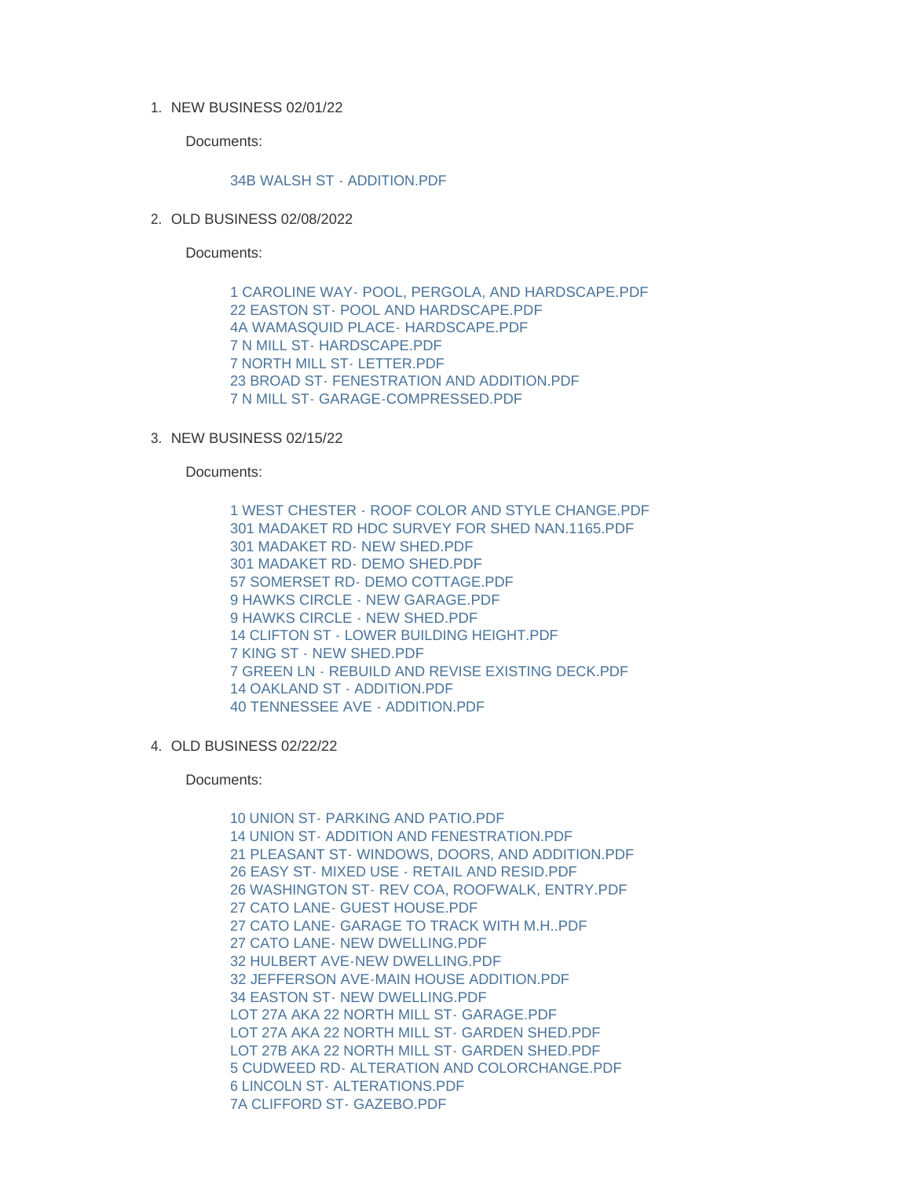1. NEW BUSINESS 02/01/22

   Documents:

   34B WALSH ST - ADDITION.PDF

2. OLD BUSINESS 02/08/2022

   Documents:

   1 CAROLINE WAY- POOL, PERGOLA, AND HARDSCAPE.PDF
   22 EASTON ST- POOL AND HARDSCAPE.PDF
   4A WAMASQUID PLACE- HARDSCAPE.PDF
   7 N MILL ST- HARDSCAPE.PDF
   7 NORTH MILL ST- LETTER.PDF
   23 BROAD ST- FENESTRATION AND ADDITION.PDF
   7 N MILL ST- GARAGE-COMPRESSED.PDF

3. NEW BUSINESS 02/15/22

   Documents:

   1 WEST CHESTER - ROOF COLOR AND STYLE CHANGE.PDF
   301 MADAKET RD HDC SURVEY FOR SHED NAN.1165.PDF
   301 MADAKET RD- NEW SHED.PDF
   301 MADAKET RD- DEMO SHED.PDF
   57 SOMERSET RD- DEMO COTTAGE.PDF
   9 HAWKS CIRCLE - NEW GARAGE.PDF
   9 HAWKS CIRCLE - NEW SHED.PDF
   14 CLIFTON ST - LOWER BUILDING HEIGHT.PDF
   7 KING ST - NEW SHED.PDF
   7 GREEN LN - REBUILD AND REVISE EXISTING DECK.PDF
   14 OAKLAND ST - ADDITION.PDF
   40 TENNESSEE AVE - ADDITION.PDF

4. OLD BUSINESS 02/22/22

   Documents:

   10 UNION ST- PARKING AND PATIO.PDF
   14 UNION ST- ADDITION AND FENESTRATION.PDF
   21 PLEASANT ST- WINDOWS, DOORS, AND ADDITION.PDF
   26 EASY ST- MIXED USE - RETAIL AND RESID.PDF
   26 WASHINGTON ST- REV COA, ROOFWALK, ENTRY.PDF
   27 CATO LANE- GUEST HOUSE.PDF
   27 CATO LANE- GARAGE TO TRACK WITH M.H..PDF
   27 CATO LANE- NEW DWELLING.PDF
   32 HULBERT AVE-NEW DWELLING.PDF
   32 JEFFERSON AVE-MAIN HOUSE ADDITION.PDF
   34 EASTON ST- NEW DWELLING.PDF
   LOT 27A AKA 22 NORTH MILL ST- GARAGE.PDF
   LOT 27A AKA 22 NORTH MILL ST- GARDEN SHED.PDF
   LOT 27B AKA 22 NORTH MILL ST- GARDEN SHED.PDF
   5 CUDWEED RD- ALTERATION AND COLORCHANGE.PDF
   6 LINCOLN ST- ALTERATIONS.PDF
   7A CLIFFORD ST- GAZEBO.PDF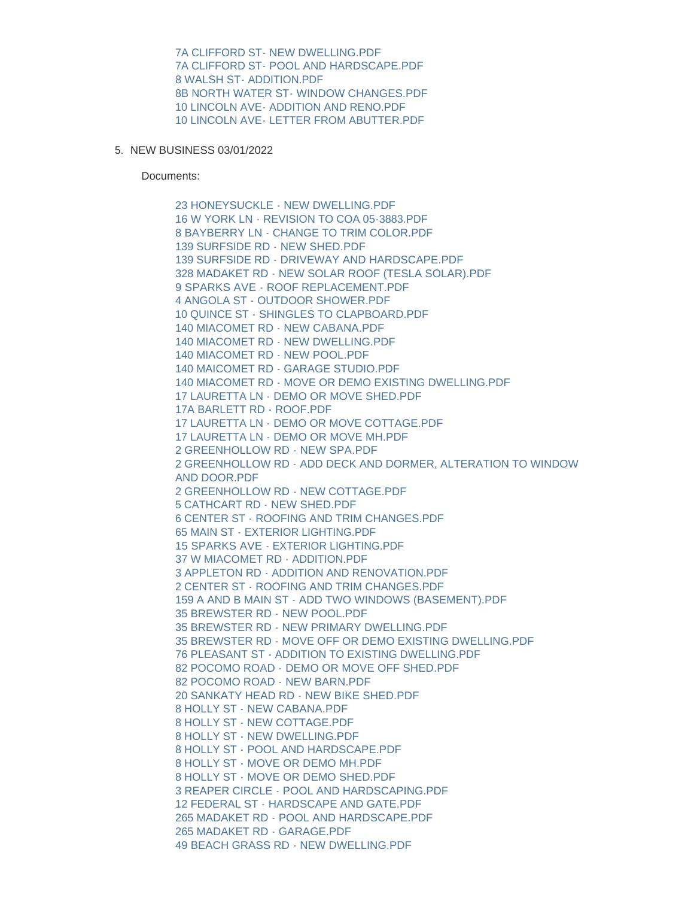7A CLIFFORD ST- NEW DWELLING.PDF
7A CLIFFORD ST- POOL AND HARDSCAPE.PDF
8 WALSH ST- ADDITION.PDF
8B NORTH WATER ST- WINDOW CHANGES.PDF
10 LINCOLN AVE- ADDITION AND RENO.PDF
10 LINCOLN AVE- LETTER FROM ABUTTER.PDF

5. NEW BUSINESS 03/01/2022

Documents:

23 HONEYSUCKLE - NEW DWELLING.PDF
16 W YORK LN - REVISION TO COA 05-3883.PDF
8 BAYBERRY LN - CHANGE TO TRIM COLOR.PDF
139 SURFSIDE RD - NEW SHED.PDF
139 SURFSIDE RD - DRIVEWAY AND HARDSCAPE.PDF
328 MADAKET RD - NEW SOLAR ROOF (TESLA SOLAR).PDF
9 SPARKS AVE - ROOF REPLACEMENT.PDF
4 ANGOLA ST - OUTDOOR SHOWER.PDF
10 QUINCE ST - SHINGLES TO CLAPBOARD.PDF
140 MIACOMET RD - NEW CABANA.PDF
140 MIACOMET RD - NEW DWELLING.PDF
140 MIACOMET RD - NEW POOL.PDF
140 MAICOMET RD - GARAGE STUDIO.PDF
140 MIACOMET RD - MOVE OR DEMO EXISTING DWELLING.PDF
17 LAURETTA LN - DEMO OR MOVE SHED.PDF
17A BARLETT RD - ROOF.PDF
17 LAURETTA LN - DEMO OR MOVE COTTAGE.PDF
17 LAURETTA LN - DEMO OR MOVE MH.PDF
2 GREENHOLLOW RD - NEW SPA.PDF
2 GREENHOLLOW RD - ADD DECK AND DORMER, ALTERATION TO WINDOW AND DOOR.PDF
2 GREENHOLLOW RD - NEW COTTAGE.PDF
5 CATHCART RD - NEW SHED.PDF
6 CENTER ST - ROOFING AND TRIM CHANGES.PDF
65 MAIN ST - EXTERIOR LIGHTING.PDF
15 SPARKS AVE - EXTERIOR LIGHTING.PDF
37 W MIACOMET RD - ADDITION.PDF
3 APPLETON RD - ADDITION AND RENOVATION.PDF
2 CENTER ST - ROOFING AND TRIM CHANGES.PDF
159 A AND B MAIN ST - ADD TWO WINDOWS (BASEMENT).PDF
35 BREWSTER RD - NEW POOL.PDF
35 BREWSTER RD - NEW PRIMARY DWELLING.PDF
35 BREWSTER RD - MOVE OFF OR DEMO EXISTING DWELLING.PDF
76 PLEASANT ST - ADDITION TO EXISTING DWELLING.PDF
82 POCOMO ROAD - DEMO OR MOVE OFF SHED.PDF
82 POCOMO ROAD - NEW BARN.PDF
20 SANKATY HEAD RD - NEW BIKE SHED.PDF
8 HOLLY ST - NEW CABANA.PDF
8 HOLLY ST - NEW COTTAGE.PDF
8 HOLLY ST - NEW DWELLING.PDF
8 HOLLY ST - POOL AND HARDSCAPE.PDF
8 HOLLY ST - MOVE OR DEMO MH.PDF
8 HOLLY ST - MOVE OR DEMO SHED.PDF
3 REAPER CIRCLE - POOL AND HARDSCAPING.PDF
12 FEDERAL ST - HARDSCAPE AND GATE.PDF
265 MADAKET RD - POOL AND HARDSCAPE.PDF
265 MADAKET RD - GARAGE.PDF
49 BEACH GRASS RD - NEW DWELLING.PDF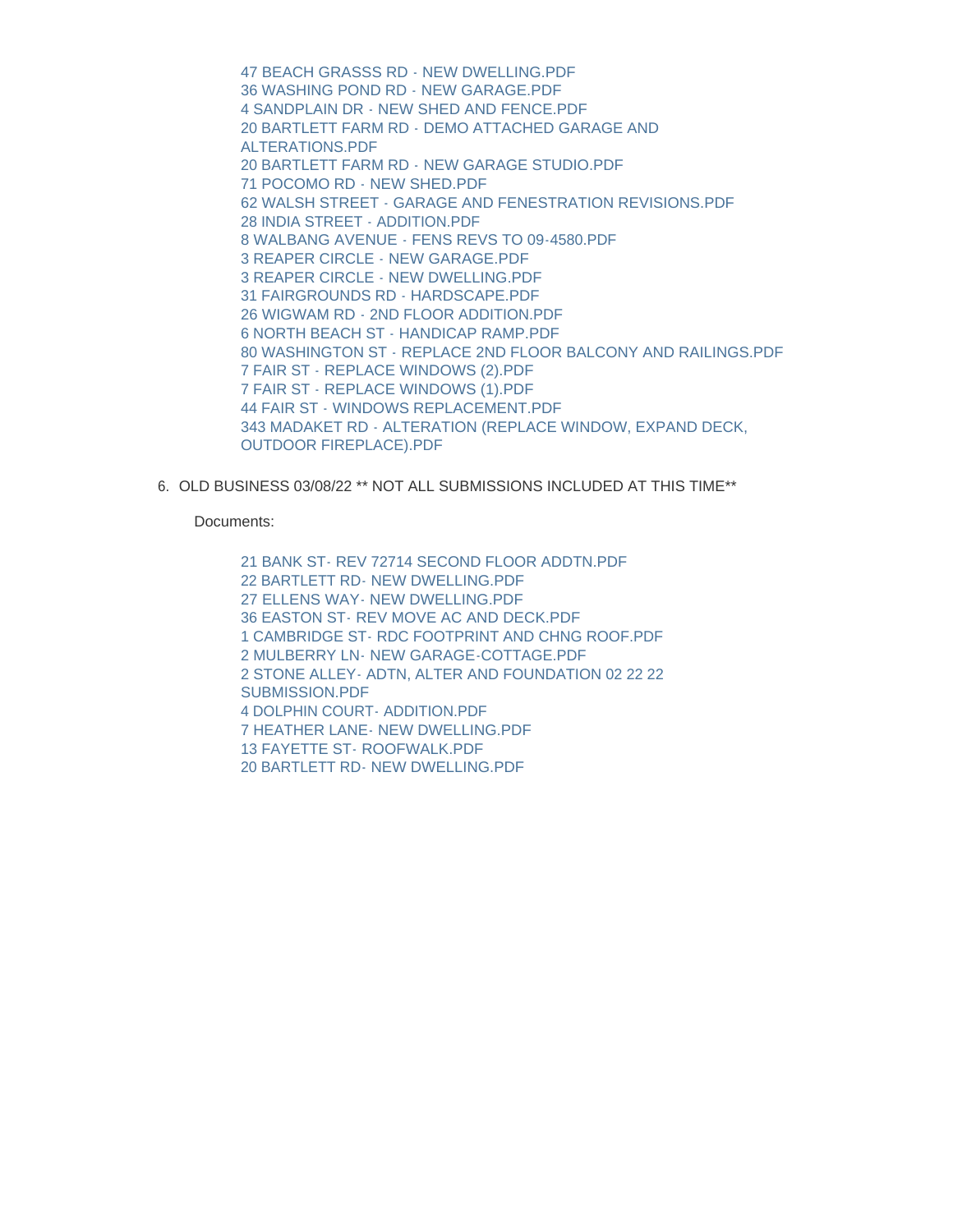47 BEACH GRASSS RD - NEW DWELLING.PDF
36 WASHING POND RD - NEW GARAGE.PDF
4 SANDPLAIN DR - NEW SHED AND FENCE.PDF
20 BARTLETT FARM RD - DEMO ATTACHED GARAGE AND ALTERATIONS.PDF
20 BARTLETT FARM RD - NEW GARAGE STUDIO.PDF
71 POCOMO RD - NEW SHED.PDF
62 WALSH STREET - GARAGE AND FENESTRATION REVISIONS.PDF
28 INDIA STREET - ADDITION.PDF
8 WALBANG AVENUE - FENS REVS TO 09-4580.PDF
3 REAPER CIRCLE - NEW GARAGE.PDF
3 REAPER CIRCLE - NEW DWELLING.PDF
31 FAIRGROUNDS RD - HARDSCAPE.PDF
26 WIGWAM RD - 2ND FLOOR ADDITION.PDF
6 NORTH BEACH ST - HANDICAP RAMP.PDF
80 WASHINGTON ST - REPLACE 2ND FLOOR BALCONY AND RAILINGS.PDF
7 FAIR ST - REPLACE WINDOWS (2).PDF
7 FAIR ST - REPLACE WINDOWS (1).PDF
44 FAIR ST - WINDOWS REPLACEMENT.PDF
343 MADAKET RD - ALTERATION (REPLACE WINDOW, EXPAND DECK, OUTDOOR FIREPLACE).PDF

6. OLD BUSINESS 03/08/22 ** NOT ALL SUBMISSIONS INCLUDED AT THIS TIME**

Documents:

21 BANK ST- REV 72714 SECOND FLOOR ADDTN.PDF
22 BARTLETT RD- NEW DWELLING.PDF
27 ELLENS WAY- NEW DWELLING.PDF
36 EASTON ST- REV MOVE AC AND DECK.PDF
1 CAMBRIDGE ST- RDC FOOTPRINT AND CHNG ROOF.PDF
2 MULBERRY LN- NEW GARAGE-COTTAGE.PDF
2 STONE ALLEY- ADTN, ALTER AND FOUNDATION 02 22 22 SUBMISSION.PDF
4 DOLPHIN COURT- ADDITION.PDF
7 HEATHER LANE- NEW DWELLING.PDF
13 FAYETTE ST- ROOFWALK.PDF
20 BARTLETT RD- NEW DWELLING.PDF